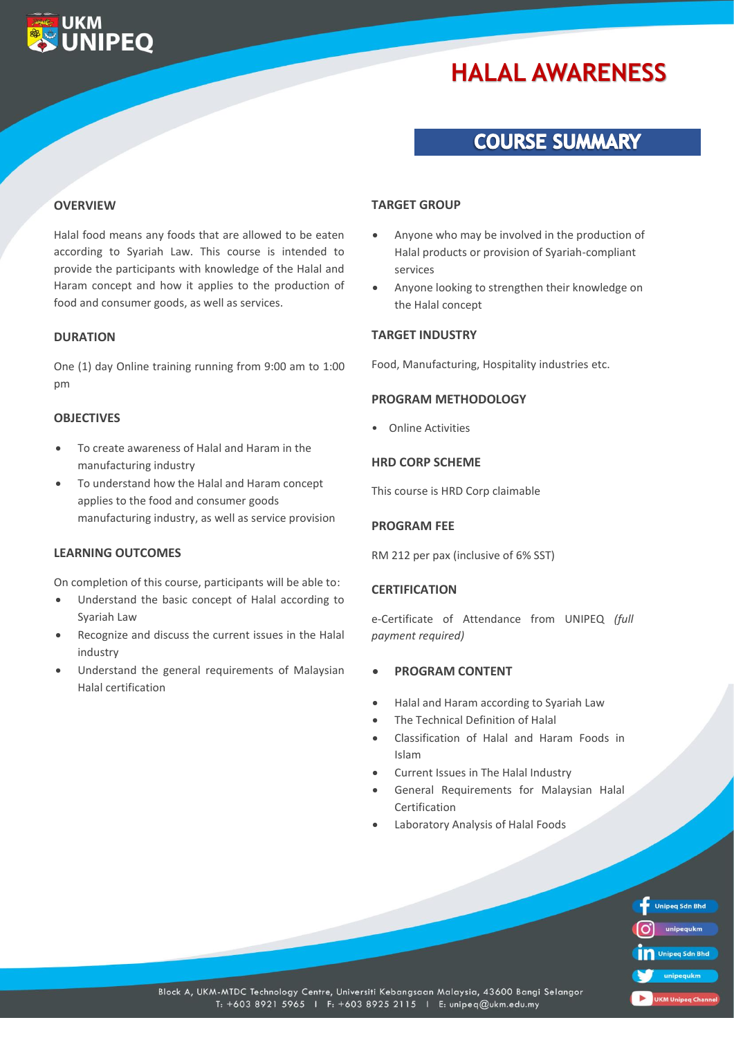UKM UNIPEQ

# HALAL AWARENESS

## COURSE SUMMARY

### OVERVIEW

Halal food means any foods that are allowed to be eaten according to Syariah Law. This course is intended to provide the participants with knowledge of the Halal and Haram concept and how it applies to the production of food and consumer goods, as well as services.

### DURATION

One (1) day Online training running from 9:00 am to 1:00 pm

### OBJECTIVES

- To create awareness of Halal and Haram in the manufacturing industry
- To understand how the Halal and Haram concept applies to the food and consumer goods manufacturing industry, as well as service provision

### LEARNING OUTCOMES

On completion of this course, participants will be able to:

- Understand the basic concept of Halal according to Syariah Law
- Recognize and discuss the current issues in the Halal industry
- Understand the general requirements of Malaysian Halal certification

### TARGET GROUP

- Anyone who may be involved in the production of Halal products or provision of Syariah-compliant services
- Anyone looking to strengthen their knowledge on the Halal concept

### TARGET INDUSTRY

Food, Manufacturing, Hospitality industries etc.

### PROGRAM METHODOLOGY

- Online Activities

### HRD CORP SCHEME

This course is HRD Corp claimable

### PROGRAM FEE

RM 212 per pax (inclusive of 6% SST)

### CERTIFICATION

e-Certificate of Attendance from UNIPEQ *(full payment required)*

### PROGRAM CONTENT

- Halal and Haram according to Syariah Law
- The Technical Definition of Halal
- Classification of Halal and Haram Foods in Islam
- Current Issues in The Halal Industry
- General Requirements for Malaysian Halal Certification
- Laboratory Analysis of Halal Foods

Unipeq Sdn Bhd | unipequkm | Unipeq Sdn Bhd | unipequkm | UKM Unipeq Channel

Block A, UKM-MTDC Technology Centre, Universiti Kebangsaan Malaysia, 43600 Bangi Selangor
T: +603 8921 5965 | F: +603 8925 2115 | E: unipeq@ukm.edu.my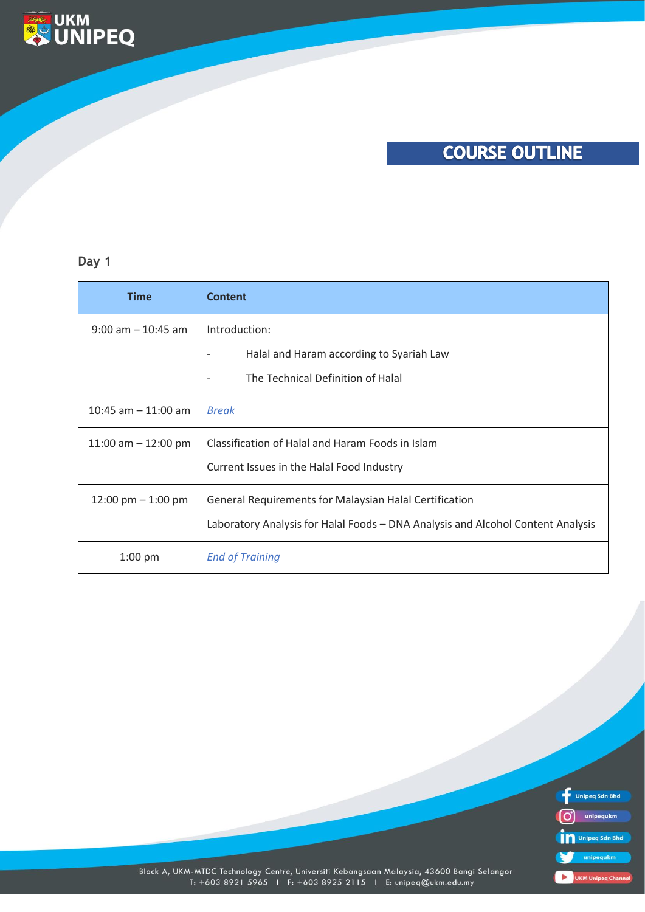## COURSE OUTLINE

### Day 1

| Time | Content |
|---|---|
| 9:00 am – 10:45 am | Introduction:<br>- Halal and Haram according to Syariah Law<br>- The Technical Definition of Halal |
| 10:45 am – 11:00 am | *Break* |
| 11:00 am – 12:00 pm | Classification of Halal and Haram Foods in Islam<br>Current Issues in the Halal Food Industry |
| 12:00 pm – 1:00 pm | General Requirements for Malaysian Halal Certification<br>Laboratory Analysis for Halal Foods – DNA Analysis and Alcohol Content Analysis |
| 1:00 pm | *End of Training* |